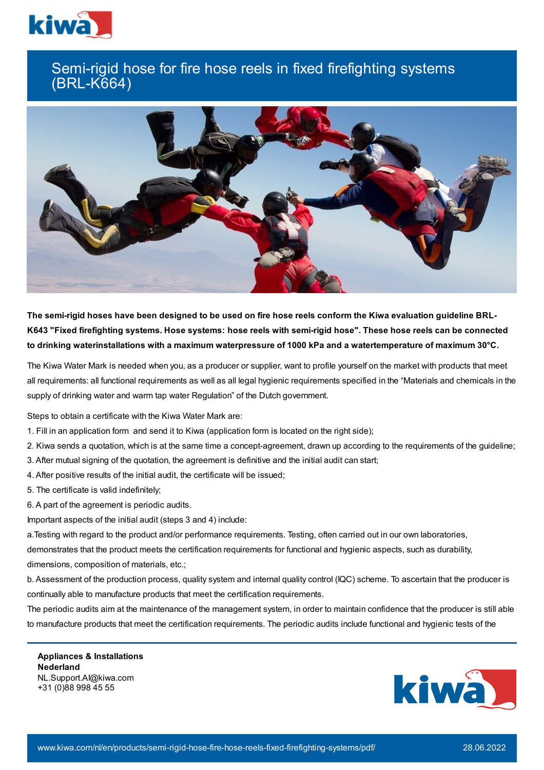# Semi-rigid hose for fire hose reels in fixed firefighting systems (BRL-K664)

**The semi-rigid hoses have been designed to be used on fire hose reels conform the Kiwa evaluation guideline BRL-K643 "Fixed firefighting systems. Hose systems: hose reels with semi-rigid hose". These hose reels can be connected to drinking waterinstallations with a maximum waterpressure of 1000 kPa and a watertemperature of maximum 30°C.**

The Kiwa Water Mark is needed when you, as a producer or supplier, want to profile yourself on the market with products that meet all requirements: all functional requirements as well as all legal hygienic requirements specified in the "Materials and chemicals in the supply of drinking water and warm tap water Regulation" of the Dutch government.

Steps to obtain a certificate with the Kiwa Water Mark are:

1. Fill in an application form and send it to Kiwa (application form is located on the right side);
2. Kiwa sends a quotation, which is at the same time a concept-agreement, drawn up according to the requirements of the guideline;
3. After mutual signing of the quotation, the agreement is definitive and the initial audit can start;
4. After positive results of the initial audit, the certificate will be issued;
5. The certificate is valid indefinitely;
6. A part of the agreement is periodic audits.

Important aspects of the initial audit (steps 3 and 4) include:

a. Testing with regard to the product and/or performance requirements. Testing, often carried out in our own laboratories, demonstrates that the product meets the certification requirements for functional and hygienic aspects, such as durability, dimensions, composition of materials, etc.;

b. Assessment of the production process, quality system and internal quality control (IQC) scheme. To ascertain that the producer is continually able to manufacture products that meet the certification requirements.

The periodic audits aim at the maintenance of the management system, in order to maintain confidence that the producer is still able to manufacture products that meet the certification requirements. The periodic audits include functional and hygienic tests of the

**Appliances & Installations**
**Nederland**
NL.Support.AI@kiwa.com
+31 (0)88 998 45 55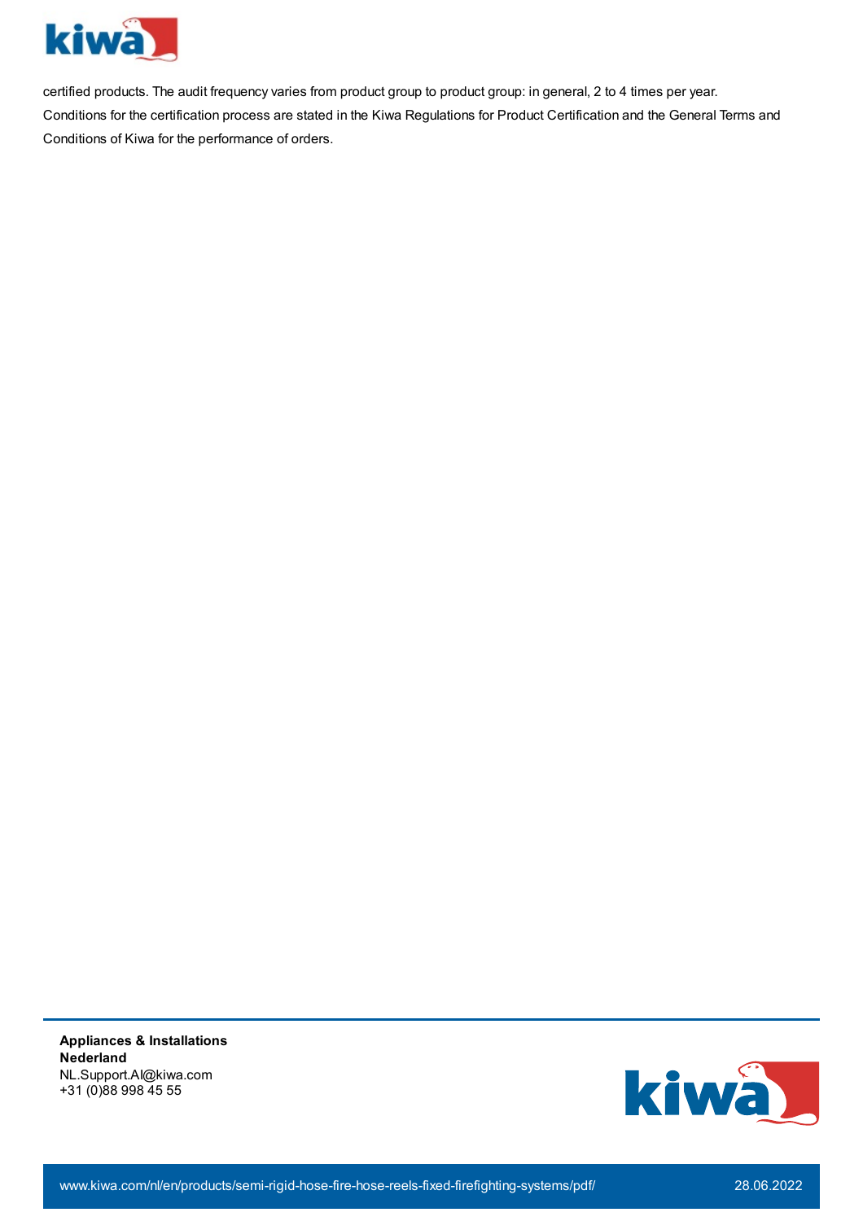certified products. The audit frequency varies from product group to product group: in general, 2 to 4 times per year.
Conditions for the certification process are stated in the Kiwa Regulations for Product Certification and the General Terms and Conditions of Kiwa for the performance of orders.

**Appliances & Installations**
**Nederland**
NL.Support.AI@kiwa.com
+31 (0)88 998 45 55

www.kiwa.com/nl/en/products/semi-rigid-hose-fire-hose-reels-fixed-firefighting-systems/pdf/ 28.06.2022